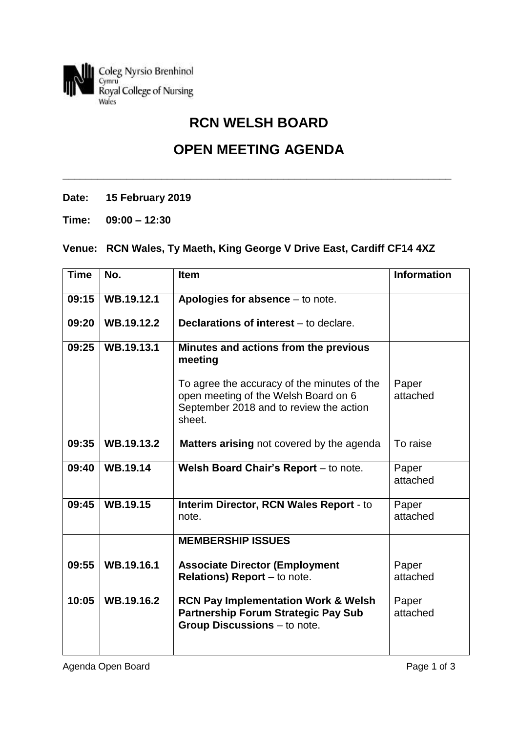Coleg Nyrsio Brenhinol Cymru
Royal College of Nursing Wales

# RCN WELSH BOARD

## OPEN MEETING AGENDA

**Date: 15 February 2019**

**Time: 09:00 – 12:30**

**Venue: RCN Wales, Ty Maeth, King George V Drive East, Cardiff CF14 4XZ**

| Time | No. | Item | Information |
|---|---|---|---|
| **09:15** | **WB.19.12.1** | **Apologies for absence** – to note. | |
| **09:20** | **WB.19.12.2** | **Declarations of interest** – to declare. | |
| **09:25** | **WB.19.13.1** | **Minutes and actions from the previous meeting**<br><br>To agree the accuracy of the minutes of the open meeting of the Welsh Board on 6 September 2018 and to review the action sheet. | Paper attached |
| **09:35** | **WB.19.13.2** | **Matters arising** not covered by the agenda | To raise |
| **09:40** | **WB.19.14** | **Welsh Board Chair's Report** – to note. | Paper attached |
| **09:45** | **WB.19.15** | **Interim Director, RCN Wales Report** - to note. | Paper attached |
| | | **MEMBERSHIP ISSUES** | |
| **09:55** | **WB.19.16.1** | **Associate Director (Employment Relations) Report** – to note. | Paper attached |
| **10:05** | **WB.19.16.2** | **RCN Pay Implementation Work & Welsh Partnership Forum Strategic Pay Sub Group Discussions** – to note. | Paper attached |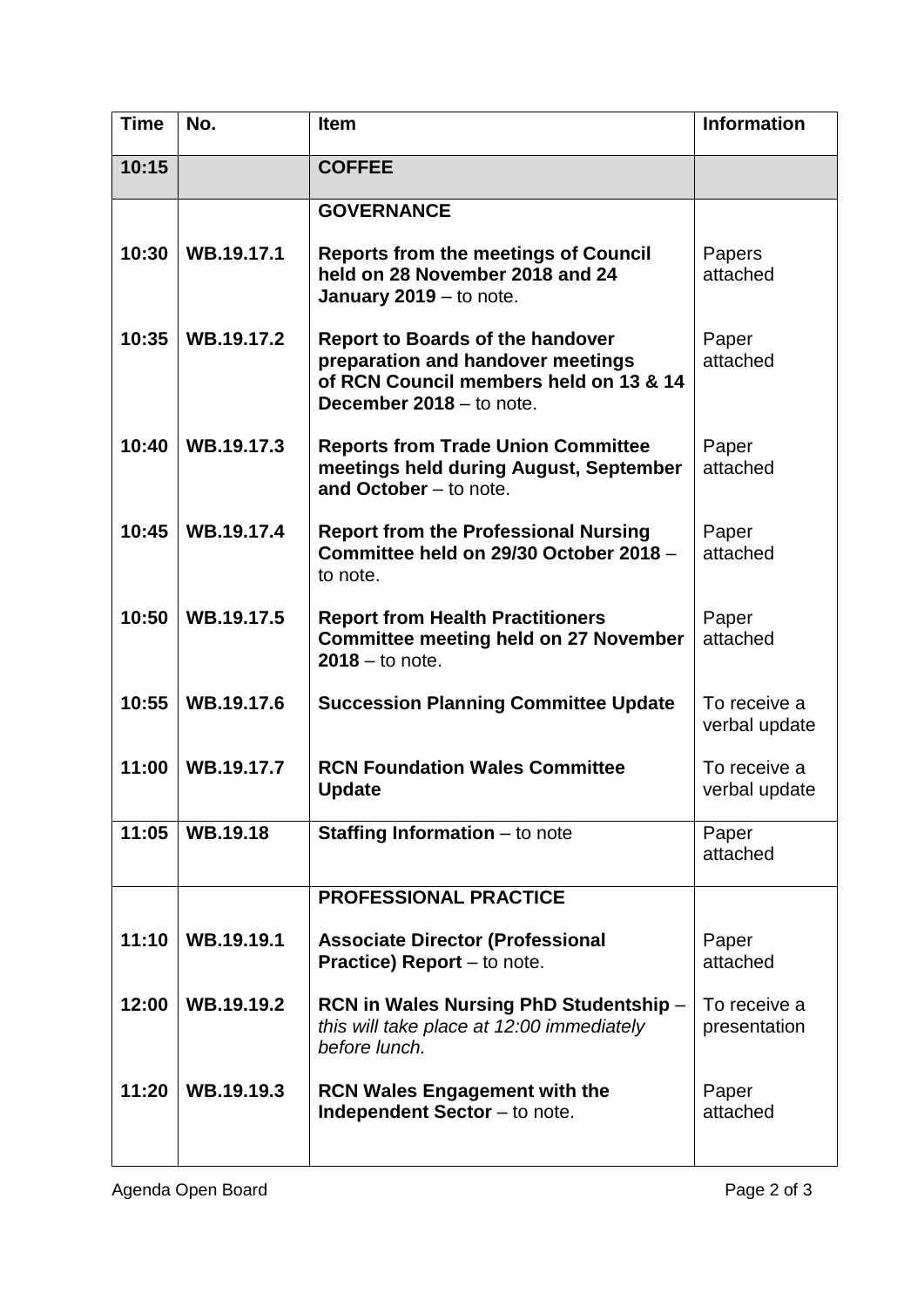| Time | No. | Item | Information |
|---|---|---|---|
| 10:15 | | **COFFEE** | |
| | | **GOVERNANCE** | |
| 10:30 | WB.19.17.1 | **Reports from the meetings of Council held on 28 November 2018 and 24 January 2019** – to note. | Papers attached |
| 10:35 | WB.19.17.2 | **Report to Boards of the handover preparation and handover meetings of RCN Council members held on 13 & 14 December 2018** – to note. | Paper attached |
| 10:40 | WB.19.17.3 | **Reports from Trade Union Committee meetings held during August, September and October** – to note. | Paper attached |
| 10:45 | WB.19.17.4 | **Report from the Professional Nursing Committee held on 29/30 October 2018** – to note. | Paper attached |
| 10:50 | WB.19.17.5 | **Report from Health Practitioners Committee meeting held on 27 November 2018** – to note. | Paper attached |
| 10:55 | WB.19.17.6 | **Succession Planning Committee Update** | To receive a verbal update |
| 11:00 | WB.19.17.7 | **RCN Foundation Wales Committee Update** | To receive a verbal update |
| 11:05 | WB.19.18 | **Staffing Information** – to note | Paper attached |
| | | **PROFESSIONAL PRACTICE** | |
| 11:10 | WB.19.19.1 | **Associate Director (Professional Practice) Report** – to note. | Paper attached |
| 12:00 | WB.19.19.2 | **RCN in Wales Nursing PhD Studentship** – *this will take place at 12:00 immediately before lunch.* | To receive a presentation |
| 11:20 | WB.19.19.3 | **RCN Wales Engagement with the Independent Sector** – to note. | Paper attached |

Agenda Open Board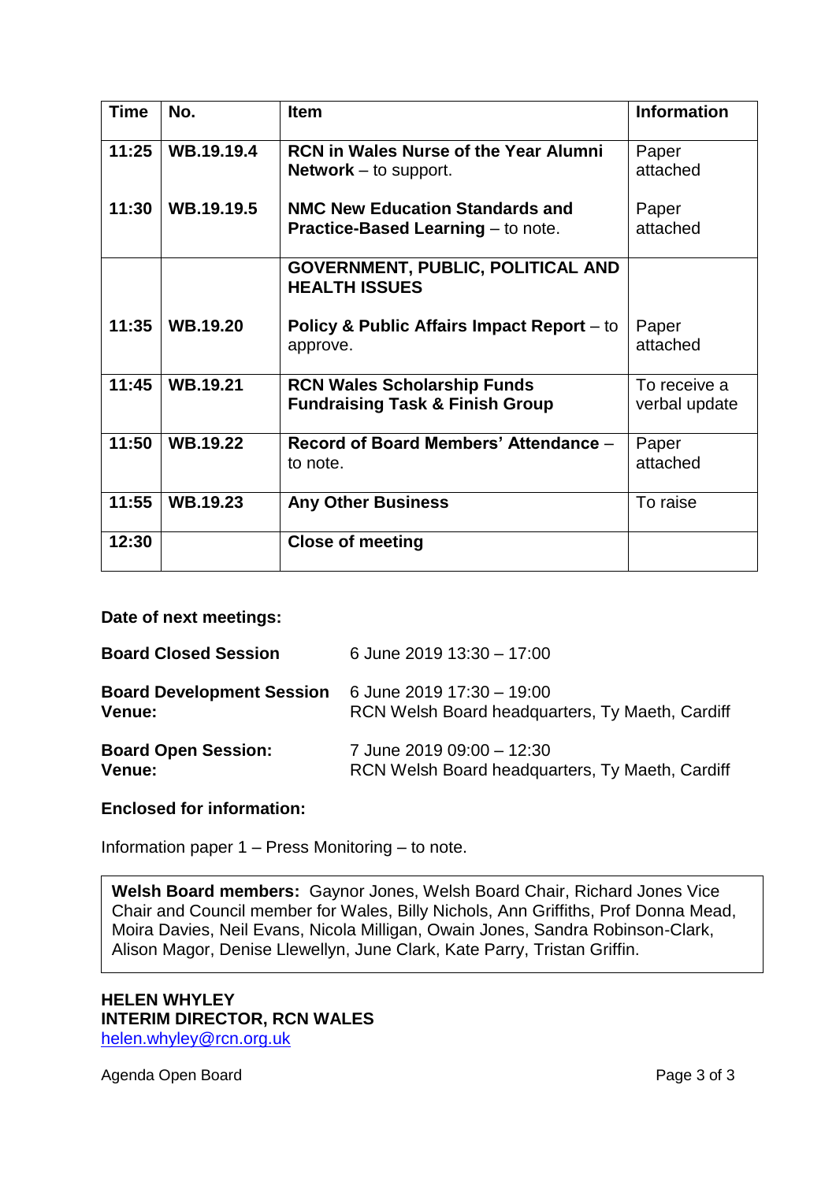| Time | No. | Item | Information |
|---|---|---|---|
| 11:25 | WB.19.19.4 | **RCN in Wales Nurse of the Year Alumni Network** – to support. | Paper attached |
| 11:30 | WB.19.19.5 | **NMC New Education Standards and Practice-Based Learning** – to note. | Paper attached |
| | | **GOVERNMENT, PUBLIC, POLITICAL AND HEALTH ISSUES** | |
| 11:35 | WB.19.20 | **Policy & Public Affairs Impact Report** – to approve. | Paper attached |
| 11:45 | WB.19.21 | **RCN Wales Scholarship Funds Fundraising Task & Finish Group** | To receive a verbal update |
| 11:50 | WB.19.22 | **Record of Board Members' Attendance** – to note. | Paper attached |
| 11:55 | WB.19.23 | **Any Other Business** | To raise |
| 12:30 | | **Close of meeting** | |

**Date of next meetings:**

**Board Closed Session** 6 June 2019 13:30 – 17:00

**Board Development Session** 6 June 2019 17:30 – 19:00
**Venue:** RCN Welsh Board headquarters, Ty Maeth, Cardiff

**Board Open Session:** 7 June 2019 09:00 – 12:30
**Venue:** RCN Welsh Board headquarters, Ty Maeth, Cardiff

**Enclosed for information:**

Information paper 1 – Press Monitoring – to note.

**Welsh Board members:** Gaynor Jones, Welsh Board Chair, Richard Jones Vice Chair and Council member for Wales, Billy Nichols, Ann Griffiths, Prof Donna Mead, Moira Davies, Neil Evans, Nicola Milligan, Owain Jones, Sandra Robinson-Clark, Alison Magor, Denise Llewellyn, June Clark, Kate Parry, Tristan Griffin.

**HELEN WHYLEY**
**INTERIM DIRECTOR, RCN WALES**
helen.whyley@rcn.org.uk